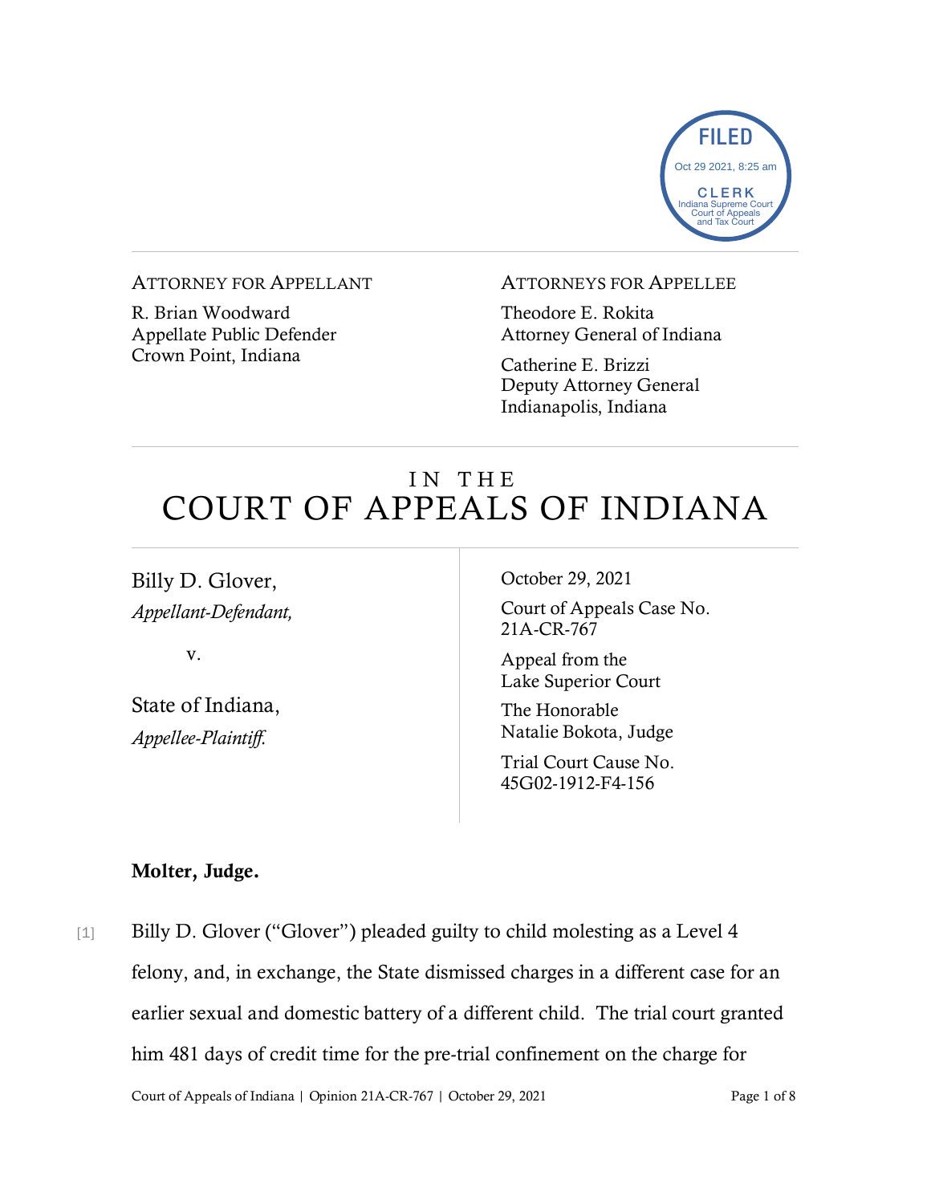FILED
Oct 29 2021, 8:25 am
CLERK
Indiana Supreme Court
Court of Appeals
and Tax Court

ATTORNEY FOR APPELLANT

R. Brian Woodward
Appellate Public Defender
Crown Point, Indiana

ATTORNEYS FOR APPELLEE

Theodore E. Rokita
Attorney General of Indiana

Catherine E. Brizzi
Deputy Attorney General
Indianapolis, Indiana

# IN THE COURT OF APPEALS OF INDIANA

Billy D. Glover,
*Appellant-Defendant,*

v.

State of Indiana,
*Appellee-Plaintiff.*

October 29, 2021

Court of Appeals Case No. 21A-CR-767

Appeal from the Lake Superior Court

The Honorable Natalie Bokota, Judge

Trial Court Cause No. 45G02-1912-F4-156

**Molter, Judge.**

[1] Billy D. Glover ("Glover") pleaded guilty to child molesting as a Level 4 felony, and, in exchange, the State dismissed charges in a different case for an earlier sexual and domestic battery of a different child. The trial court granted him 481 days of credit time for the pre-trial confinement on the charge for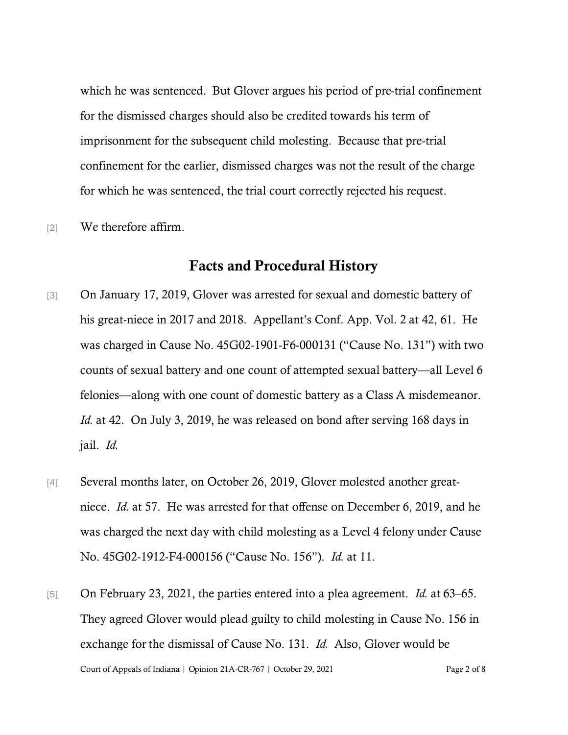which he was sentenced. But Glover argues his period of pre-trial confinement for the dismissed charges should also be credited towards his term of imprisonment for the subsequent child molesting. Because that pre-trial confinement for the earlier, dismissed charges was not the result of the charge for which he was sentenced, the trial court correctly rejected his request.

[2] We therefore affirm.

## Facts and Procedural History

[3] On January 17, 2019, Glover was arrested for sexual and domestic battery of his great-niece in 2017 and 2018. Appellant's Conf. App. Vol. 2 at 42, 61. He was charged in Cause No. 45G02-1901-F6-000131 ("Cause No. 131") with two counts of sexual battery and one count of attempted sexual battery—all Level 6 felonies—along with one count of domestic battery as a Class A misdemeanor. *Id.* at 42. On July 3, 2019, he was released on bond after serving 168 days in jail. *Id.*

[4] Several months later, on October 26, 2019, Glover molested another great-niece. *Id.* at 57. He was arrested for that offense on December 6, 2019, and he was charged the next day with child molesting as a Level 4 felony under Cause No. 45G02-1912-F4-000156 ("Cause No. 156"). *Id.* at 11.

[5] On February 23, 2021, the parties entered into a plea agreement. *Id.* at 63–65. They agreed Glover would plead guilty to child molesting in Cause No. 156 in exchange for the dismissal of Cause No. 131. *Id.* Also, Glover would be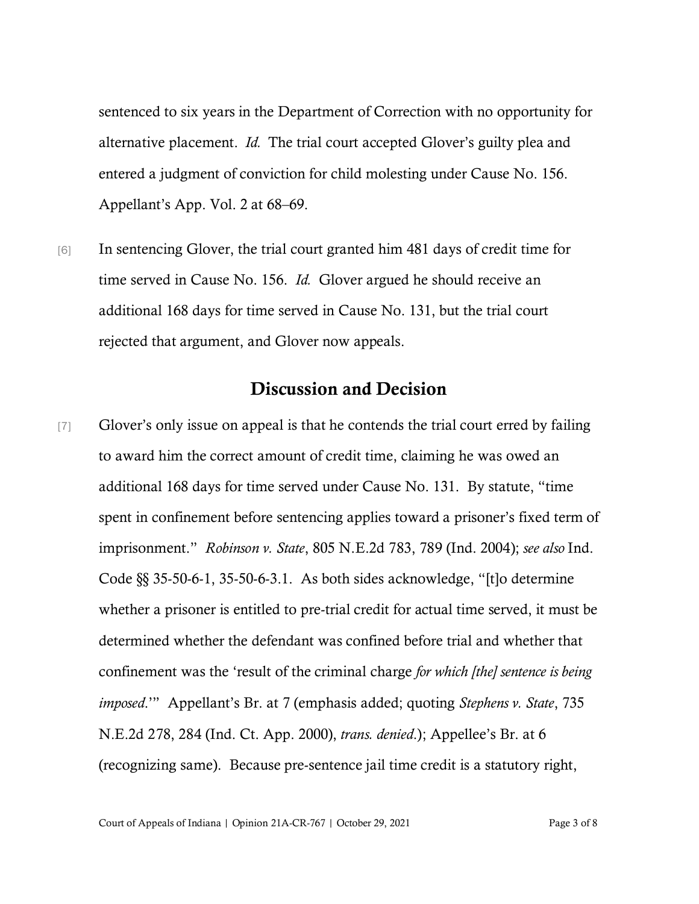sentenced to six years in the Department of Correction with no opportunity for alternative placement. *Id.* The trial court accepted Glover's guilty plea and entered a judgment of conviction for child molesting under Cause No. 156. Appellant's App. Vol. 2 at 68–69.

[6] In sentencing Glover, the trial court granted him 481 days of credit time for time served in Cause No. 156. *Id.* Glover argued he should receive an additional 168 days for time served in Cause No. 131, but the trial court rejected that argument, and Glover now appeals.

## Discussion and Decision

[7] Glover's only issue on appeal is that he contends the trial court erred by failing to award him the correct amount of credit time, claiming he was owed an additional 168 days for time served under Cause No. 131. By statute, "time spent in confinement before sentencing applies toward a prisoner's fixed term of imprisonment." *Robinson v. State*, 805 N.E.2d 783, 789 (Ind. 2004); *see also* Ind. Code §§ 35-50-6-1, 35-50-6-3.1. As both sides acknowledge, "[t]o determine whether a prisoner is entitled to pre-trial credit for actual time served, it must be determined whether the defendant was confined before trial and whether that confinement was the 'result of the criminal charge *for which [the] sentence is being imposed*.'" Appellant's Br. at 7 (emphasis added; quoting *Stephens v. State*, 735 N.E.2d 278, 284 (Ind. Ct. App. 2000), *trans. denied*.); Appellee's Br. at 6 (recognizing same). Because pre-sentence jail time credit is a statutory right,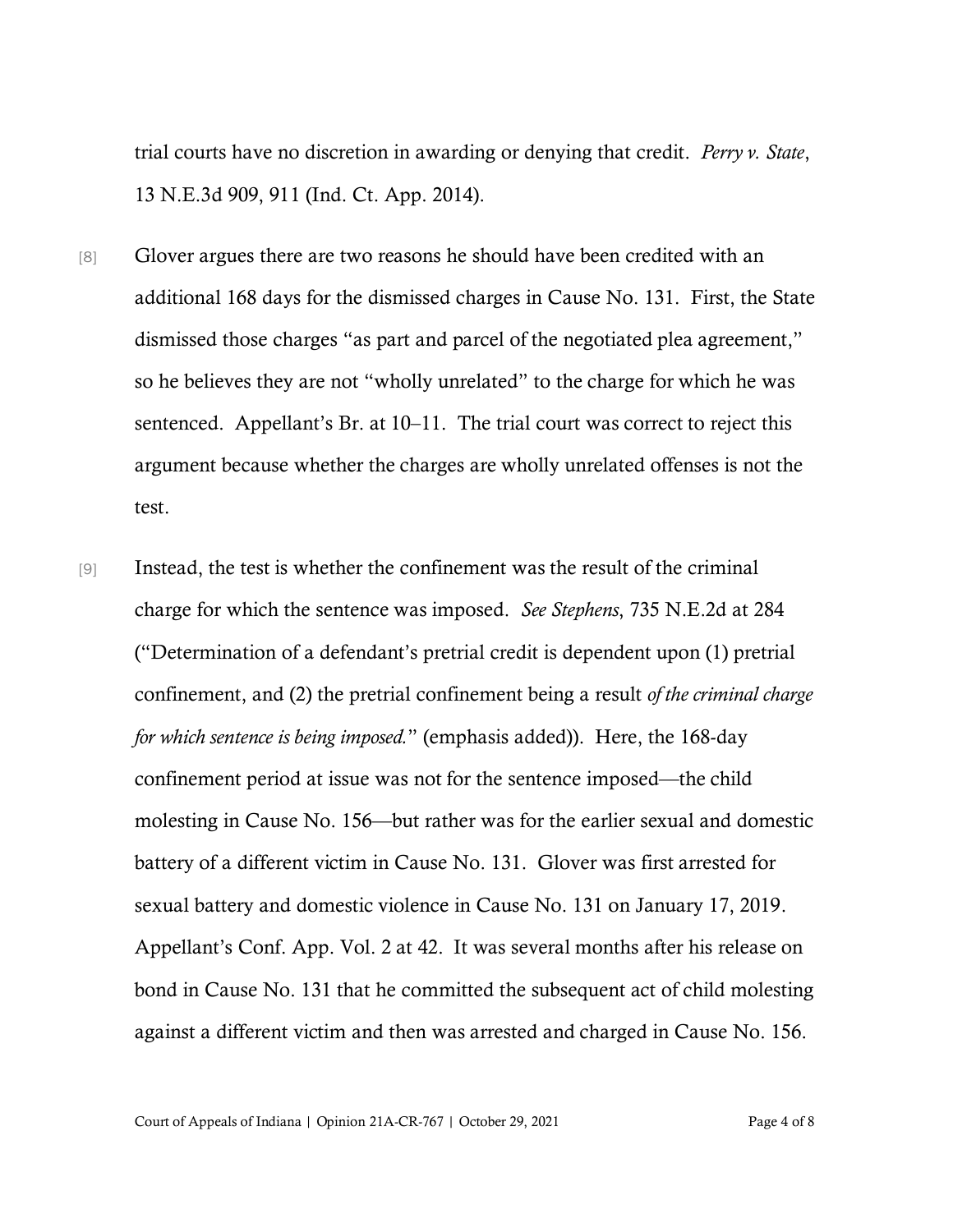trial courts have no discretion in awarding or denying that credit. *Perry v. State*, 13 N.E.3d 909, 911 (Ind. Ct. App. 2014).

[8] Glover argues there are two reasons he should have been credited with an additional 168 days for the dismissed charges in Cause No. 131. First, the State dismissed those charges "as part and parcel of the negotiated plea agreement," so he believes they are not "wholly unrelated" to the charge for which he was sentenced. Appellant's Br. at 10–11. The trial court was correct to reject this argument because whether the charges are wholly unrelated offenses is not the test.

[9] Instead, the test is whether the confinement was the result of the criminal charge for which the sentence was imposed. *See Stephens*, 735 N.E.2d at 284 ("Determination of a defendant's pretrial credit is dependent upon (1) pretrial confinement, and (2) the pretrial confinement being a result *of the criminal charge for which sentence is being imposed.*" (emphasis added)). Here, the 168-day confinement period at issue was not for the sentence imposed—the child molesting in Cause No. 156—but rather was for the earlier sexual and domestic battery of a different victim in Cause No. 131. Glover was first arrested for sexual battery and domestic violence in Cause No. 131 on January 17, 2019. Appellant's Conf. App. Vol. 2 at 42. It was several months after his release on bond in Cause No. 131 that he committed the subsequent act of child molesting against a different victim and then was arrested and charged in Cause No. 156.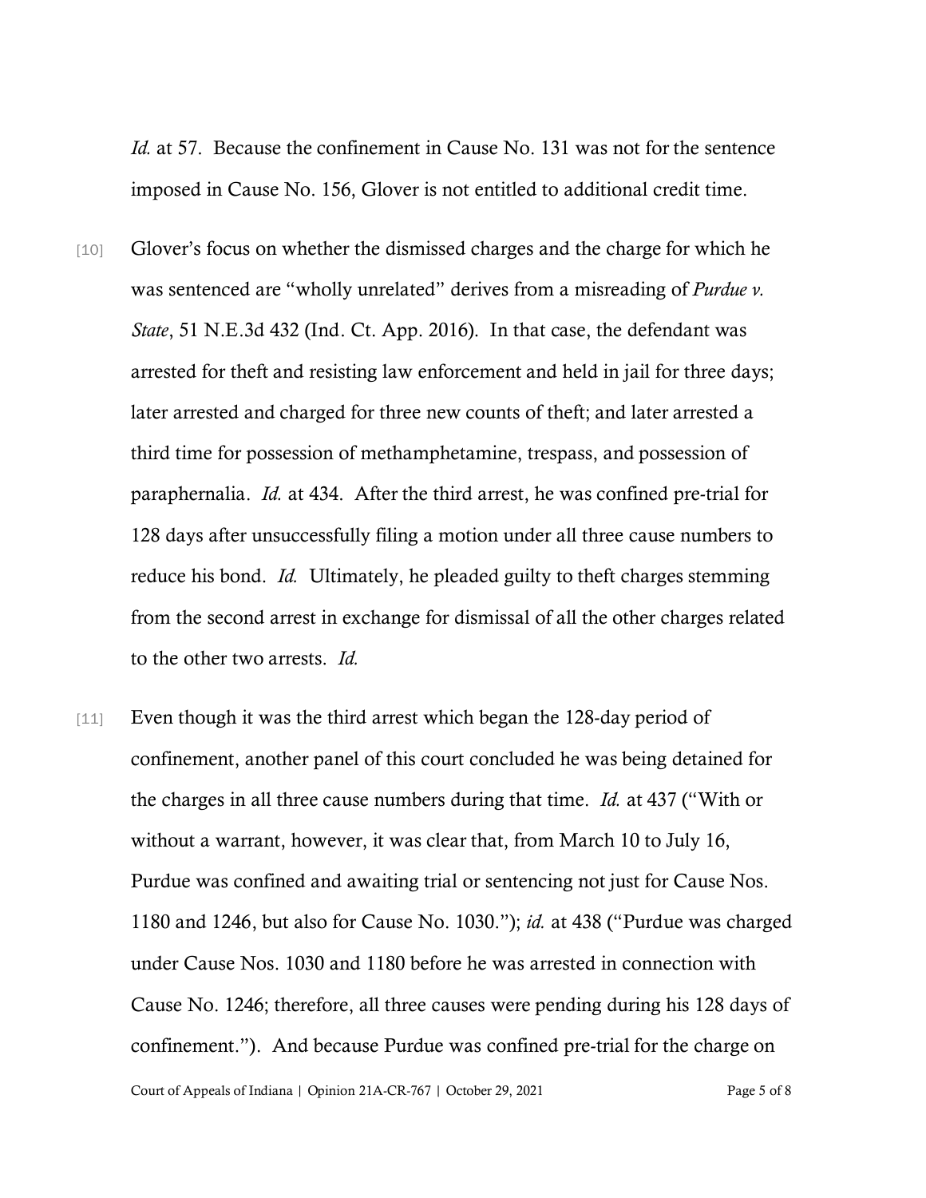*Id.* at 57. Because the confinement in Cause No. 131 was not for the sentence imposed in Cause No. 156, Glover is not entitled to additional credit time.

[10] Glover's focus on whether the dismissed charges and the charge for which he was sentenced are "wholly unrelated" derives from a misreading of *Purdue v. State*, 51 N.E.3d 432 (Ind. Ct. App. 2016). In that case, the defendant was arrested for theft and resisting law enforcement and held in jail for three days; later arrested and charged for three new counts of theft; and later arrested a third time for possession of methamphetamine, trespass, and possession of paraphernalia. *Id.* at 434. After the third arrest, he was confined pre-trial for 128 days after unsuccessfully filing a motion under all three cause numbers to reduce his bond. *Id.* Ultimately, he pleaded guilty to theft charges stemming from the second arrest in exchange for dismissal of all the other charges related to the other two arrests. *Id.*

[11] Even though it was the third arrest which began the 128-day period of confinement, another panel of this court concluded he was being detained for the charges in all three cause numbers during that time. *Id.* at 437 ("With or without a warrant, however, it was clear that, from March 10 to July 16, Purdue was confined and awaiting trial or sentencing not just for Cause Nos. 1180 and 1246, but also for Cause No. 1030."); *id.* at 438 ("Purdue was charged under Cause Nos. 1030 and 1180 before he was arrested in connection with Cause No. 1246; therefore, all three causes were pending during his 128 days of confinement."). And because Purdue was confined pre-trial for the charge on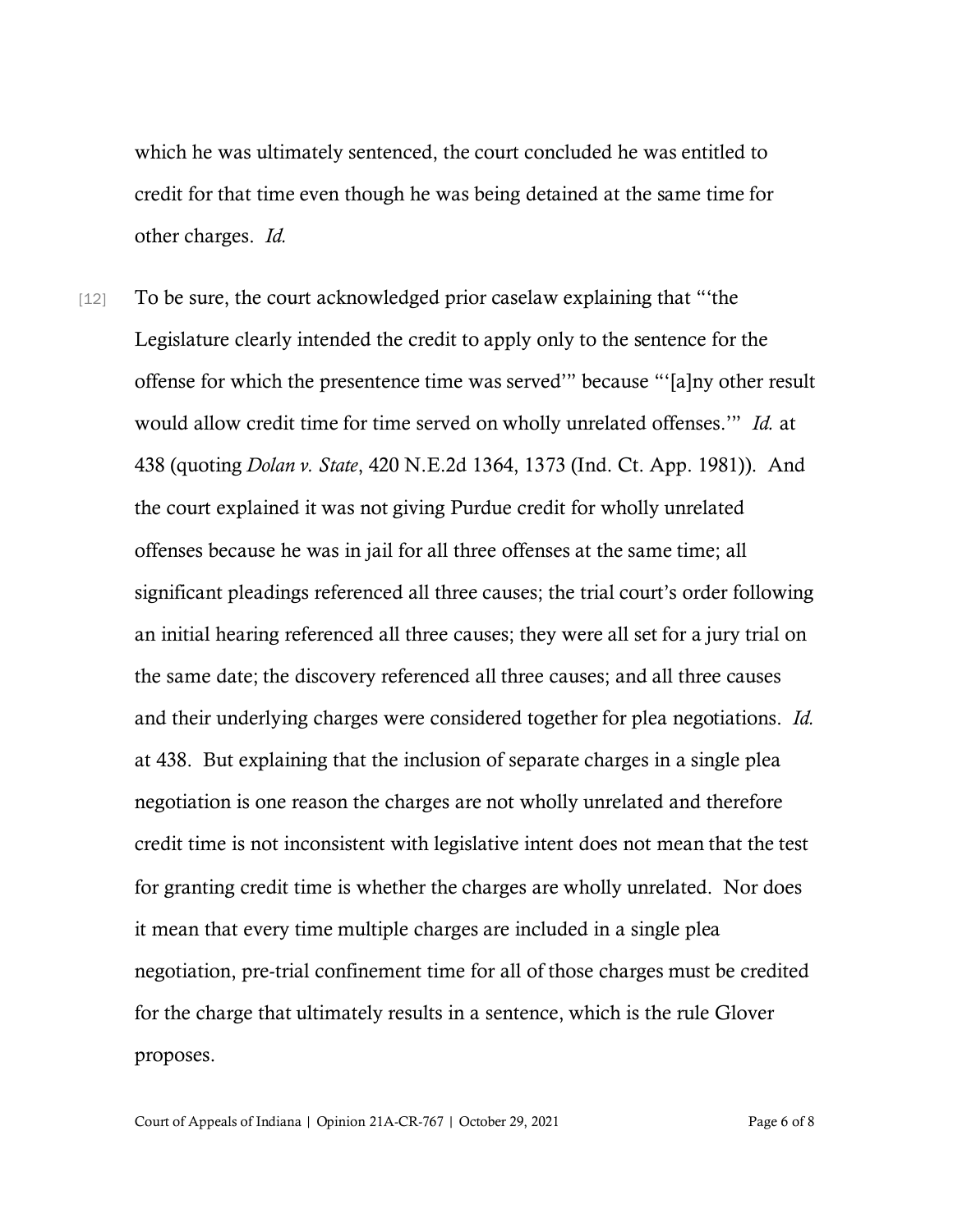which he was ultimately sentenced, the court concluded he was entitled to credit for that time even though he was being detained at the same time for other charges. *Id.*

[12] To be sure, the court acknowledged prior caselaw explaining that "'the Legislature clearly intended the credit to apply only to the sentence for the offense for which the presentence time was served'" because "'[a]ny other result would allow credit time for time served on wholly unrelated offenses.'" *Id.* at 438 (quoting *Dolan v. State*, 420 N.E.2d 1364, 1373 (Ind. Ct. App. 1981)). And the court explained it was not giving Purdue credit for wholly unrelated offenses because he was in jail for all three offenses at the same time; all significant pleadings referenced all three causes; the trial court's order following an initial hearing referenced all three causes; they were all set for a jury trial on the same date; the discovery referenced all three causes; and all three causes and their underlying charges were considered together for plea negotiations. *Id.* at 438. But explaining that the inclusion of separate charges in a single plea negotiation is one reason the charges are not wholly unrelated and therefore credit time is not inconsistent with legislative intent does not mean that the test for granting credit time is whether the charges are wholly unrelated. Nor does it mean that every time multiple charges are included in a single plea negotiation, pre-trial confinement time for all of those charges must be credited for the charge that ultimately results in a sentence, which is the rule Glover proposes.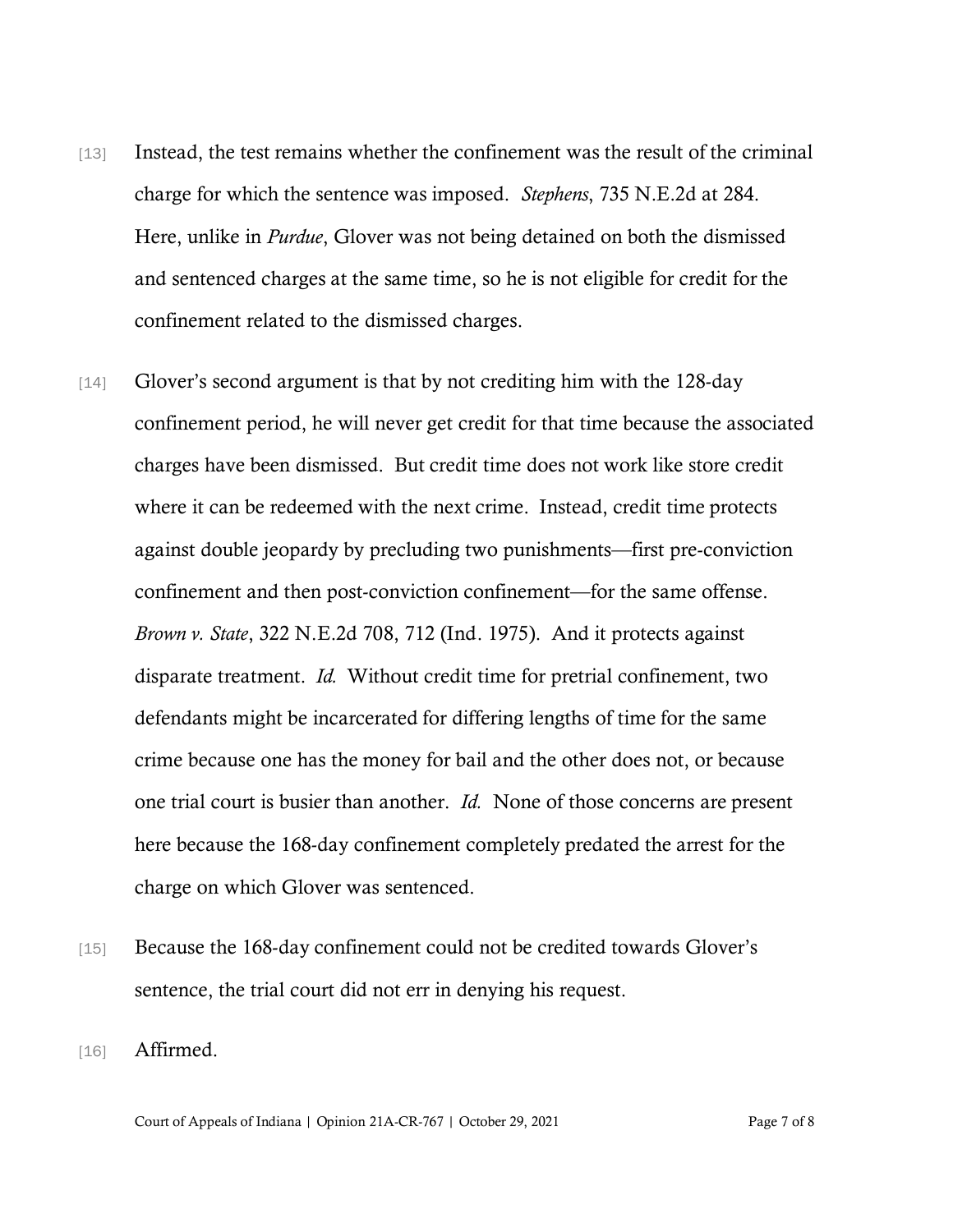[13] Instead, the test remains whether the confinement was the result of the criminal charge for which the sentence was imposed. *Stephens*, 735 N.E.2d at 284. Here, unlike in *Purdue*, Glover was not being detained on both the dismissed and sentenced charges at the same time, so he is not eligible for credit for the confinement related to the dismissed charges.

[14] Glover's second argument is that by not crediting him with the 128-day confinement period, he will never get credit for that time because the associated charges have been dismissed. But credit time does not work like store credit where it can be redeemed with the next crime. Instead, credit time protects against double jeopardy by precluding two punishments—first pre-conviction confinement and then post-conviction confinement—for the same offense. *Brown v. State*, 322 N.E.2d 708, 712 (Ind. 1975). And it protects against disparate treatment. *Id.* Without credit time for pretrial confinement, two defendants might be incarcerated for differing lengths of time for the same crime because one has the money for bail and the other does not, or because one trial court is busier than another. *Id.* None of those concerns are present here because the 168-day confinement completely predated the arrest for the charge on which Glover was sentenced.

[15] Because the 168-day confinement could not be credited towards Glover's sentence, the trial court did not err in denying his request.

[16] Affirmed.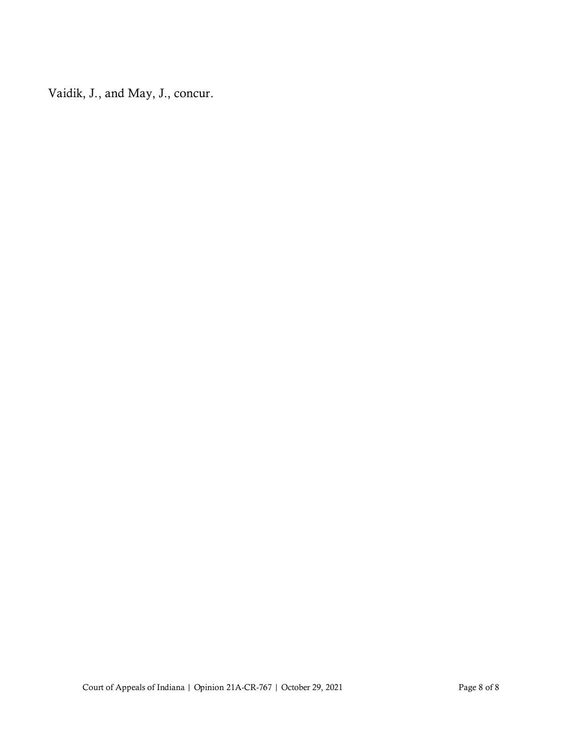Vaidik, J., and May, J., concur.